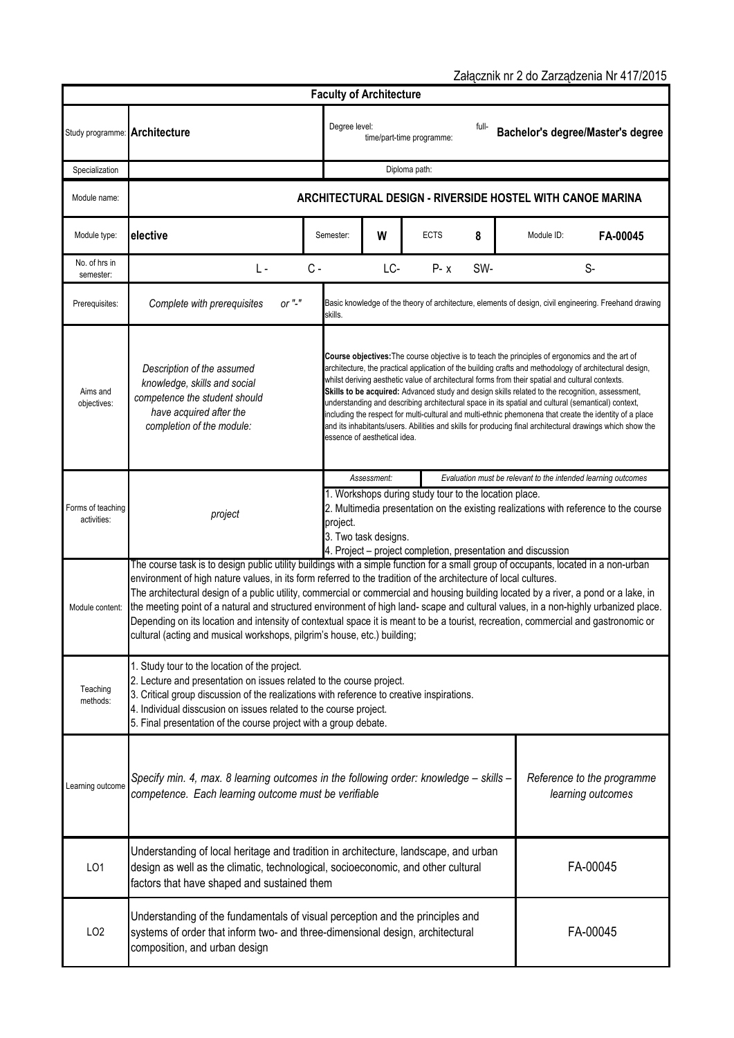Załącznik nr 2 do Zarządzenia Nr 417/2015

| Faculty of Architecture | | | | | | | |
|---|---|---|---|---|---|---|---|
| Study programme: | **Architecture** | Degree level: | | full-time/part-time programme: | | **Bachelor's degree/Master's degree** | |
| Specialization | | Diploma path: | | | | | |
| Module name: | **ARCHITECTURAL DESIGN - RIVERSIDE HOSTEL WITH CANOE MARINA** | | | | | | |
| Module type: | **elective** | Semester: | **W** | ECTS | **8** | Module ID: | **FA-00045** |
| No. of hrs in semester: | L - | C - | LC- | P- x | SW- | S- | |
| Prerequisites: | *Complete with prerequisites or "-"* | Basic knowledge of the theory of architecture, elements of design, civil engineering. Freehand drawing skills. | | | | | |
| Aims and objectives: | *Description of the assumed knowledge, skills and social competence the student should have acquired after the completion of the module:* | **Course objectives:** The course objective is to teach the principles of ergonomics and the art of architecture, the practical application of the building crafts and methodology of architectural design, whilst deriving aesthetic value of architectural forms from their spatial and cultural contexts. **Skills to be acquired:** Advanced study and design skills related to the recognition, assessment, understanding and describing architectural space in its spatial and cultural (semantical) context, including the respect for multi-cultural and multi-ethnic phemonena that create the identity of a place and its inhabitants/users. Abilities and skills for producing final architectural drawings which show the essence of aesthetical idea. | | | | | |
| Forms of teaching activities: | *project* | *Assessment:* *Evaluation must be relevant to the intended learning outcomes*<br>1. Workshops during study tour to the location place.<br>2. Multimedia presentation on the existing realizations with reference to the course project.<br>3. Two task designs.<br>4. Project – project completion, presentation and discussion | | | | | |
| Module content: | The course task is to design public utility buildings with a simple function for a small group of occupants, located in a non-urban environment of high nature values, in its form referred to the tradition of the architecture of local cultures.<br>The architectural design of a public utility, commercial or commercial and housing building located by a river, a pond or a lake, in the meeting point of a natural and structured environment of high land- scape and cultural values, in a non-highly urbanized place. Depending on its location and intensity of contextual space it is meant to be a tourist, recreation, commercial and gastronomic or cultural (acting and musical workshops, pilgrim's house, etc.) building; | | | | | | |
| Teaching methods: | 1. Study tour to the location of the project.<br>2. Lecture and presentation on issues related to the course project.<br>3. Critical group discussion of the realizations with reference to creative inspirations.<br>4. Individual disscusion on issues related to the course project.<br>5. Final presentation of the course project with a group debate. | | | | | | |
| Learning outcome | *Specify min. 4, max. 8 learning outcomes in the following order: knowledge – skills – competence. Each learning outcome must be verifiable* | | | | | *Reference to the programme learning outcomes* | |
| LO1 | Understanding of local heritage and tradition in architecture, landscape, and urban design as well as the climatic, technological, socioeconomic, and other cultural factors that have shaped and sustained them | | | | | FA-00045 | |
| LO2 | Understanding of the fundamentals of visual perception and the principles and systems of order that inform two- and three-dimensional design, architectural composition, and urban design | | | | | FA-00045 | |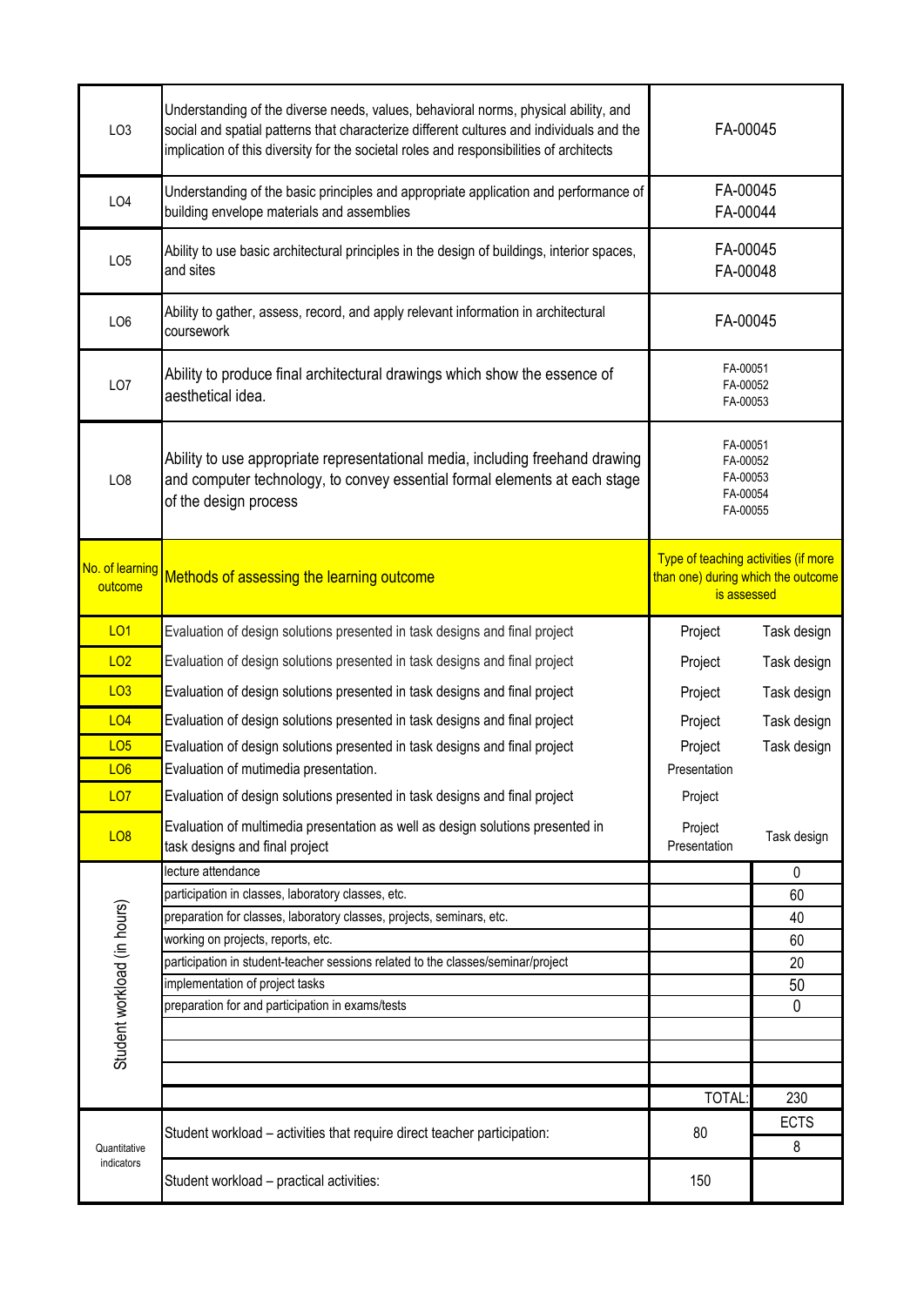| | | |
|---|---|---|
| LO3 | Understanding of the diverse needs, values, behavioral norms, physical ability, and social and spatial patterns that characterize different cultures and individuals and the implication of this diversity for the societal roles and responsibilities of architects | FA-00045 |
| LO4 | Understanding of the basic principles and appropriate application and performance of building envelope materials and assemblies | FA-00045<br>FA-00044 |
| LO5 | Ability to use basic architectural principles in the design of buildings, interior spaces, and sites | FA-00045<br>FA-00048 |
| LO6 | Ability to gather, assess, record, and apply relevant information in architectural coursework | FA-00045 |
| LO7 | Ability to produce final architectural drawings which show the essence of aesthetical idea. | FA-00051<br>FA-00052<br>FA-00053 |
| LO8 | Ability to use appropriate representational media, including freehand drawing and computer technology, to convey essential formal elements at each stage of the design process | FA-00051<br>FA-00052<br>FA-00053<br>FA-00054<br>FA-00055 |

| No. of learning outcome | Methods of assessing the learning outcome | Type of teaching activities (if more than one) during which the outcome is assessed | |
|---|---|---|---|
| LO1 | Evaluation of design solutions presented in task designs and final project | Project | Task design |
| LO2 | Evaluation of design solutions presented in task designs and final project | Project | Task design |
| LO3 | Evaluation of design solutions presented in task designs and final project | Project | Task design |
| LO4 | Evaluation of design solutions presented in task designs and final project | Project | Task design |
| LO5 | Evaluation of design solutions presented in task designs and final project | Project | Task design |
| LO6 | Evaluation of mutimedia presentation. | Presentation | |
| LO7 | Evaluation of design solutions presented in task designs and final project | Project | |
| LO8 | Evaluation of multimedia presentation as well as design solutions presented in task designs and final project | Project<br>Presentation | Task design |

| Student workload (in hours) | | | |
|---|---|---|---|
| | lecture attendance | | 0 |
| | participation in classes, laboratory classes, etc. | | 60 |
| | preparation for classes, laboratory classes, projects, seminars, etc. | | 40 |
| | working on projects, reports, etc. | | 60 |
| | participation in student-teacher sessions related to the classes/seminar/project | | 20 |
| | implementation of project tasks | | 50 |
| | preparation for and participation in exams/tests | | 0 |
| | | | |
| | | | |
| | | | |
| | | TOTAL: | 230 |

| Quantitative indicators | | | |
|---|---|---|---|
| | Student workload – activities that require direct teacher participation: | 80 | ECTS<br>8 |
| | Student workload – practical activities: | 150 | |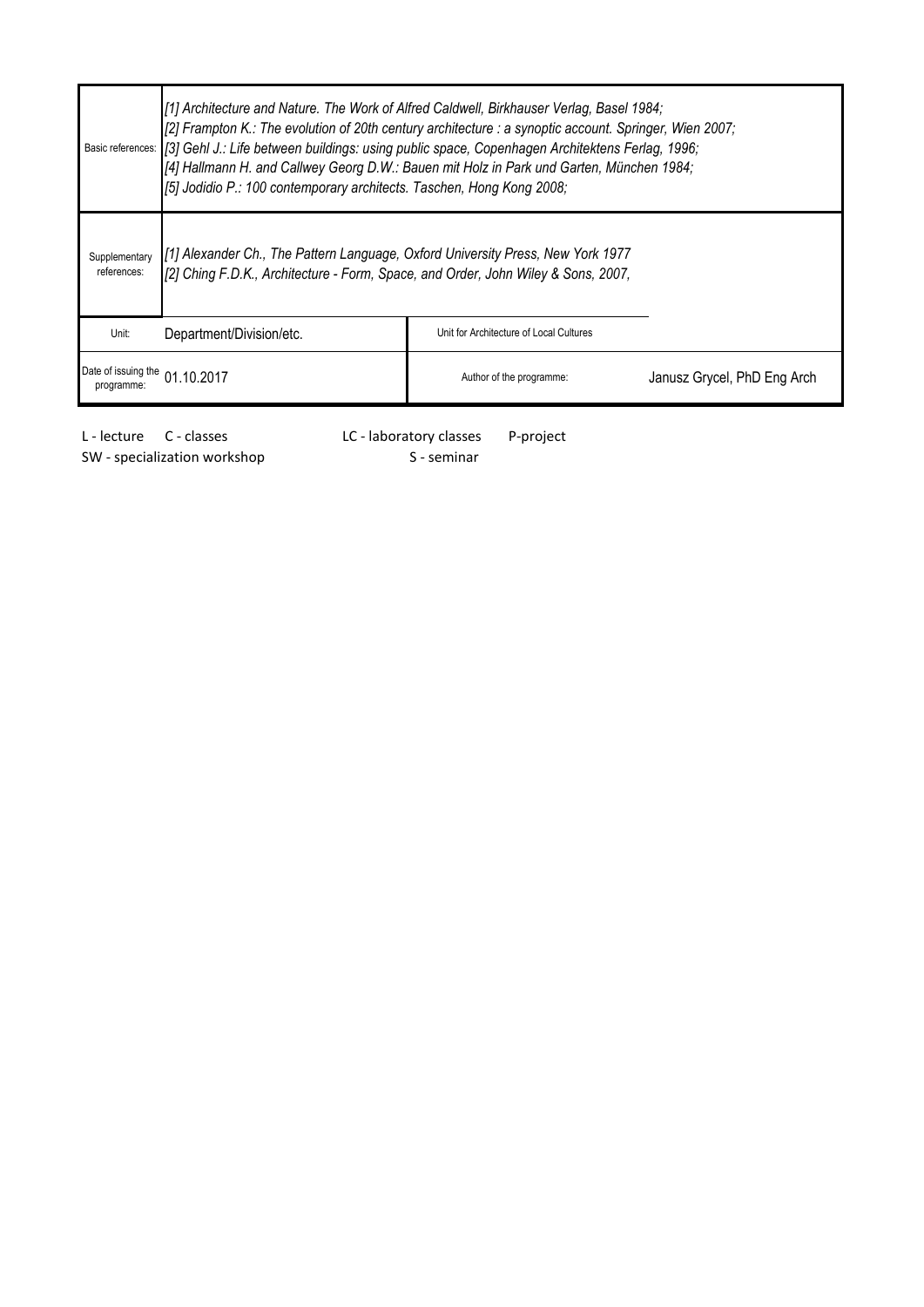| | | | |
|---|---|---|---|
| Basic references: | *[1] Architecture and Nature. The Work of Alfred Caldwell, Birkhauser Verlag, Basel 1984;*<br>*[2] Frampton K.: The evolution of 20th century architecture : a synoptic account. Springer, Wien 2007;*<br>*[3] Gehl J.: Life between buildings: using public space, Copenhagen Architektens Ferlag, 1996;*<br>*[4] Hallmann H. and Callwey Georg D.W.: Bauen mit Holz in Park und Garten, München 1984;*<br>*[5] Jodidio P.: 100 contemporary architects. Taschen, Hong Kong 2008;* | | |
| Supplementary references: | *[1] Alexander Ch., The Pattern Language, Oxford University Press, New York 1977*<br>*[2] Ching F.D.K., Architecture - Form, Space, and Order, John Wiley & Sons, 2007,* | | |
| Unit: | Department/Division/etc. | Unit for Architecture of Local Cultures | |
| Date of issuing the programme: | 01.10.2017 | Author of the programme: | Janusz Grycel, PhD Eng Arch |

L - lecture C - classes LC - laboratory classes P-project
SW - specialization workshop S - seminar